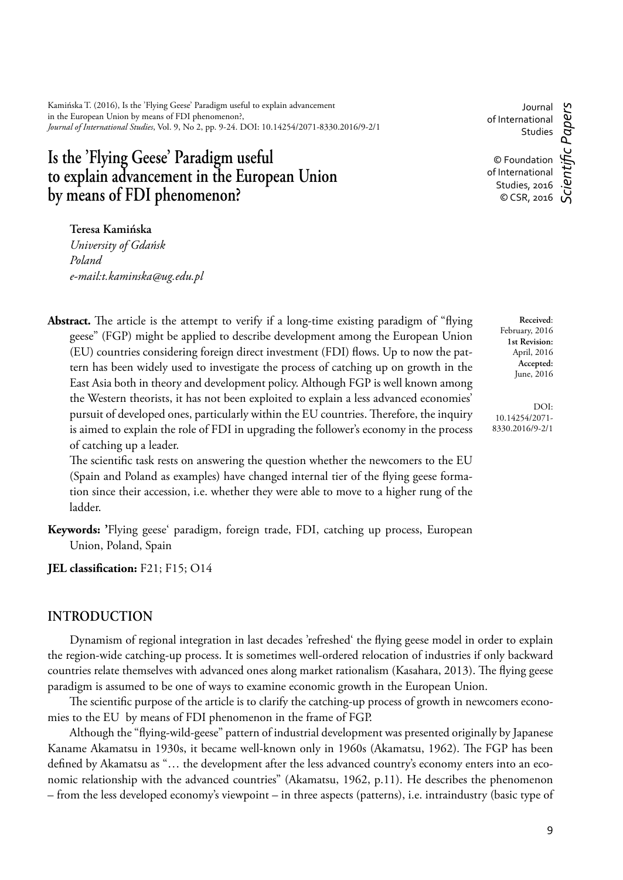Kamińska T. (2016), Is the 'Flying Geese' Paradigm useful to explain advancement in the European Union by means of FDI phenomenon?, *Journal of International Studies*, Vol. 9, No 2, pp. 9-24. DOI: 10.14254/2071-8330.2016/9-2/1

Journal of International Studies

© Foundation of International Studies, 2016
© CSR, 2016

*Scientific Papers*

# Is the 'Flying Geese' Paradigm useful to explain advancement in the European Union by means of FDI phenomenon?

**Teresa Kamińska**
*University of Gdańsk*
*Poland*
*e-mail:t.kaminska@ug.edu.pl*

**Received**: February, 2016
**1st Revision:** April, 2016
**Accepted:** June, 2016

DOI: 10.14254/2071-8330.2016/9-2/1

**Abstract.** The article is the attempt to verify if a long-time existing paradigm of "flying geese" (FGP) might be applied to describe development among the European Union (EU) countries considering foreign direct investment (FDI) flows. Up to now the pattern has been widely used to investigate the process of catching up on growth in the East Asia both in theory and development policy. Although FGP is well known among the Western theorists, it has not been exploited to explain a less advanced economies' pursuit of developed ones, particularly within the EU countries. Therefore, the inquiry is aimed to explain the role of FDI in upgrading the follower's economy in the process of catching up a leader.

The scientific task rests on answering the question whether the newcomers to the EU (Spain and Poland as examples) have changed internal tier of the flying geese formation since their accession, i.e. whether they were able to move to a higher rung of the ladder.

**Keywords: '**Flying geese' paradigm, foreign trade, FDI, catching up process, European Union, Poland, Spain

**JEL classification:** F21; F15; O14

## INTRODUCTION

Dynamism of regional integration in last decades 'refreshed' the flying geese model in order to explain the region-wide catching-up process. It is sometimes well-ordered relocation of industries if only backward countries relate themselves with advanced ones along market rationalism (Kasahara, 2013). The flying geese paradigm is assumed to be one of ways to examine economic growth in the European Union.

The scientific purpose of the article is to clarify the catching-up process of growth in newcomers economies to the EU by means of FDI phenomenon in the frame of FGP.

Although the "flying-wild-geese" pattern of industrial development was presented originally by Japanese Kaname Akamatsu in 1930s, it became well-known only in 1960s (Akamatsu, 1962). The FGP has been defined by Akamatsu as "… the development after the less advanced country's economy enters into an economic relationship with the advanced countries" (Akamatsu, 1962, p.11). He describes the phenomenon – from the less developed economy's viewpoint – in three aspects (patterns), i.e. intraindustry (basic type of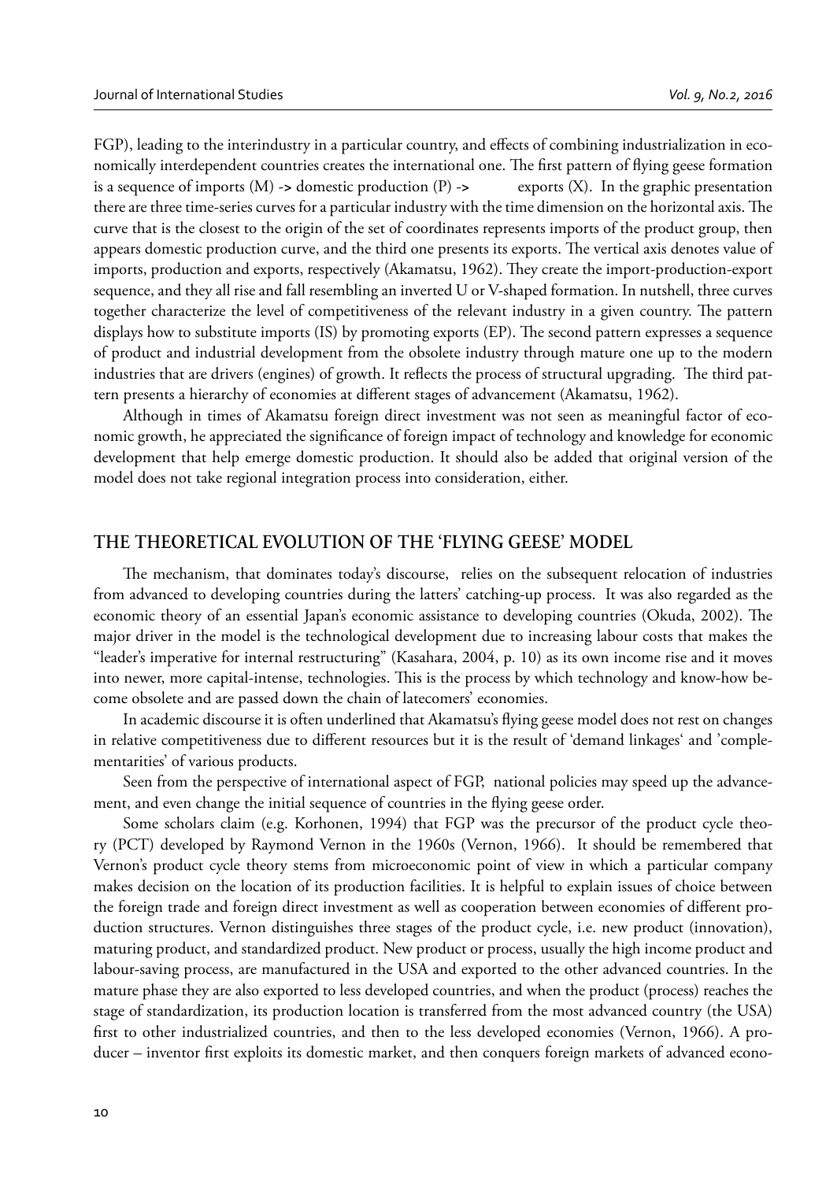FGP), leading to the interindustry in a particular country, and effects of combining industrialization in economically interdependent countries creates the international one. The first pattern of flying geese formation is a sequence of imports (M) -> domestic production (P) -> exports (X). In the graphic presentation there are three time-series curves for a particular industry with the time dimension on the horizontal axis. The curve that is the closest to the origin of the set of coordinates represents imports of the product group, then appears domestic production curve, and the third one presents its exports. The vertical axis denotes value of imports, production and exports, respectively (Akamatsu, 1962). They create the import-production-export sequence, and they all rise and fall resembling an inverted U or V-shaped formation. In nutshell, three curves together characterize the level of competitiveness of the relevant industry in a given country. The pattern displays how to substitute imports (IS) by promoting exports (EP). The second pattern expresses a sequence of product and industrial development from the obsolete industry through mature one up to the modern industries that are drivers (engines) of growth. It reflects the process of structural upgrading. The third pattern presents a hierarchy of economies at different stages of advancement (Akamatsu, 1962).

Although in times of Akamatsu foreign direct investment was not seen as meaningful factor of economic growth, he appreciated the significance of foreign impact of technology and knowledge for economic development that help emerge domestic production. It should also be added that original version of the model does not take regional integration process into consideration, either.

## THE THEORETICAL EVOLUTION OF THE 'FLYING GEESE' MODEL

The mechanism, that dominates today's discourse, relies on the subsequent relocation of industries from advanced to developing countries during the latters' catching-up process. It was also regarded as the economic theory of an essential Japan's economic assistance to developing countries (Okuda, 2002). The major driver in the model is the technological development due to increasing labour costs that makes the "leader's imperative for internal restructuring" (Kasahara, 2004, p. 10) as its own income rise and it moves into newer, more capital-intense, technologies. This is the process by which technology and know-how become obsolete and are passed down the chain of latecomers' economies.

In academic discourse it is often underlined that Akamatsu's flying geese model does not rest on changes in relative competitiveness due to different resources but it is the result of 'demand linkages' and 'complementarities' of various products.

Seen from the perspective of international aspect of FGP, national policies may speed up the advancement, and even change the initial sequence of countries in the flying geese order.

Some scholars claim (e.g. Korhonen, 1994) that FGP was the precursor of the product cycle theory (PCT) developed by Raymond Vernon in the 1960s (Vernon, 1966). It should be remembered that Vernon's product cycle theory stems from microeconomic point of view in which a particular company makes decision on the location of its production facilities. It is helpful to explain issues of choice between the foreign trade and foreign direct investment as well as cooperation between economies of different production structures. Vernon distinguishes three stages of the product cycle, i.e. new product (innovation), maturing product, and standardized product. New product or process, usually the high income product and labour-saving process, are manufactured in the USA and exported to the other advanced countries. In the mature phase they are also exported to less developed countries, and when the product (process) reaches the stage of standardization, its production location is transferred from the most advanced country (the USA) first to other industrialized countries, and then to the less developed economies (Vernon, 1966). A producer – inventor first exploits its domestic market, and then conquers foreign markets of advanced econo-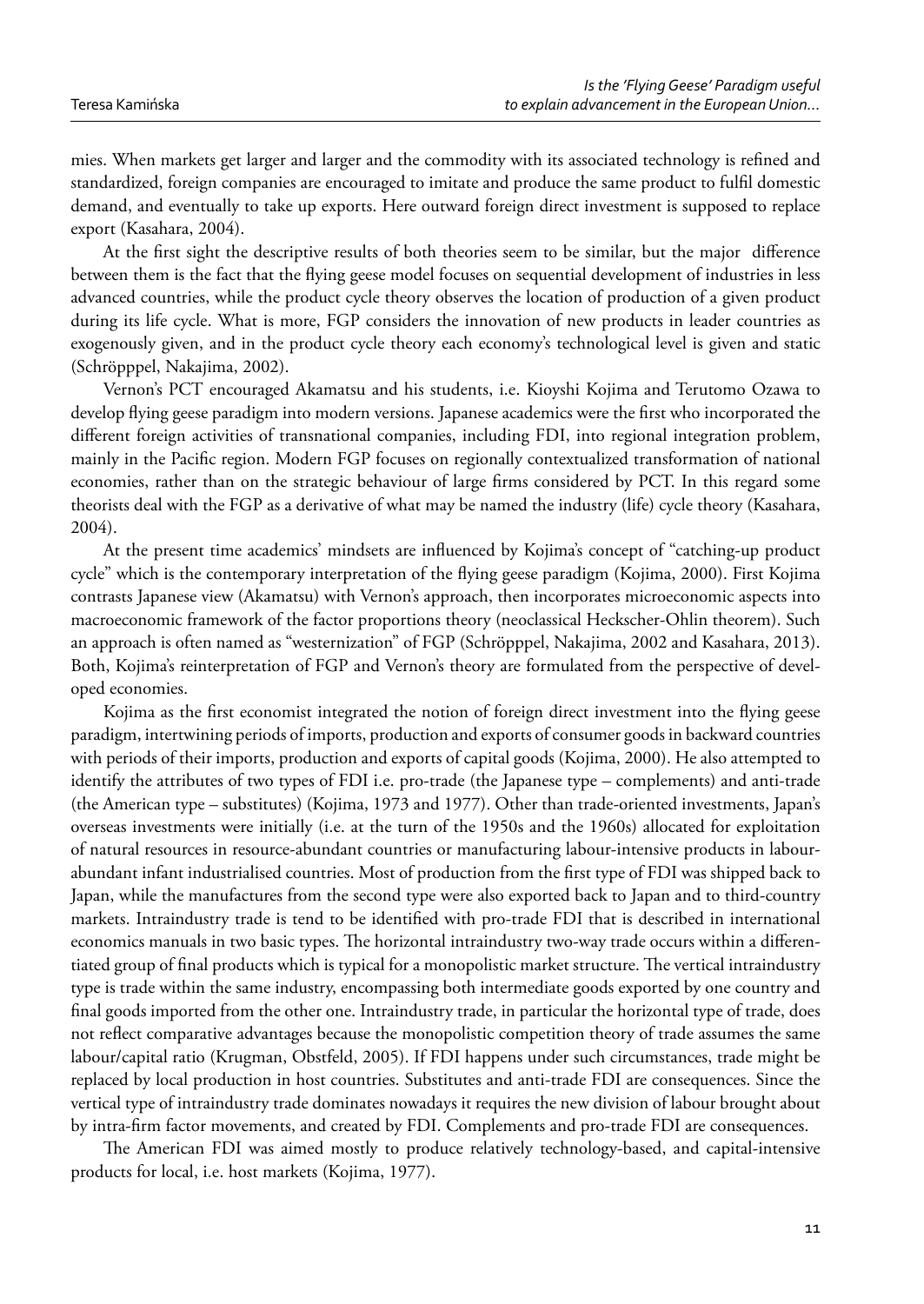mies. When markets get larger and larger and the commodity with its associated technology is refined and standardized, foreign companies are encouraged to imitate and produce the same product to fulfil domestic demand, and eventually to take up exports. Here outward foreign direct investment is supposed to replace export (Kasahara, 2004).

At the first sight the descriptive results of both theories seem to be similar, but the major difference between them is the fact that the flying geese model focuses on sequential development of industries in less advanced countries, while the product cycle theory observes the location of production of a given product during its life cycle. What is more, FGP considers the innovation of new products in leader countries as exogenously given, and in the product cycle theory each economy's technological level is given and static (Schröpppel, Nakajima, 2002).

Vernon's PCT encouraged Akamatsu and his students, i.e. Kioyshi Kojima and Terutomo Ozawa to develop flying geese paradigm into modern versions. Japanese academics were the first who incorporated the different foreign activities of transnational companies, including FDI, into regional integration problem, mainly in the Pacific region. Modern FGP focuses on regionally contextualized transformation of national economies, rather than on the strategic behaviour of large firms considered by PCT. In this regard some theorists deal with the FGP as a derivative of what may be named the industry (life) cycle theory (Kasahara, 2004).

At the present time academics' mindsets are influenced by Kojima's concept of "catching-up product cycle" which is the contemporary interpretation of the flying geese paradigm (Kojima, 2000). First Kojima contrasts Japanese view (Akamatsu) with Vernon's approach, then incorporates microeconomic aspects into macroeconomic framework of the factor proportions theory (neoclassical Heckscher-Ohlin theorem). Such an approach is often named as "westernization" of FGP (Schröpppel, Nakajima, 2002 and Kasahara, 2013). Both, Kojima's reinterpretation of FGP and Vernon's theory are formulated from the perspective of developed economies.

Kojima as the first economist integrated the notion of foreign direct investment into the flying geese paradigm, intertwining periods of imports, production and exports of consumer goods in backward countries with periods of their imports, production and exports of capital goods (Kojima, 2000). He also attempted to identify the attributes of two types of FDI i.e. pro-trade (the Japanese type – complements) and anti-trade (the American type – substitutes) (Kojima, 1973 and 1977). Other than trade-oriented investments, Japan's overseas investments were initially (i.e. at the turn of the 1950s and the 1960s) allocated for exploitation of natural resources in resource-abundant countries or manufacturing labour-intensive products in labour-abundant infant industrialised countries. Most of production from the first type of FDI was shipped back to Japan, while the manufactures from the second type were also exported back to Japan and to third-country markets. Intraindustry trade is tend to be identified with pro-trade FDI that is described in international economics manuals in two basic types. The horizontal intraindustry two-way trade occurs within a differentiated group of final products which is typical for a monopolistic market structure. The vertical intraindustry type is trade within the same industry, encompassing both intermediate goods exported by one country and final goods imported from the other one. Intraindustry trade, in particular the horizontal type of trade, does not reflect comparative advantages because the monopolistic competition theory of trade assumes the same labour/capital ratio (Krugman, Obstfeld, 2005). If FDI happens under such circumstances, trade might be replaced by local production in host countries. Substitutes and anti-trade FDI are consequences. Since the vertical type of intraindustry trade dominates nowadays it requires the new division of labour brought about by intra-firm factor movements, and created by FDI. Complements and pro-trade FDI are consequences.

The American FDI was aimed mostly to produce relatively technology-based, and capital-intensive products for local, i.e. host markets (Kojima, 1977).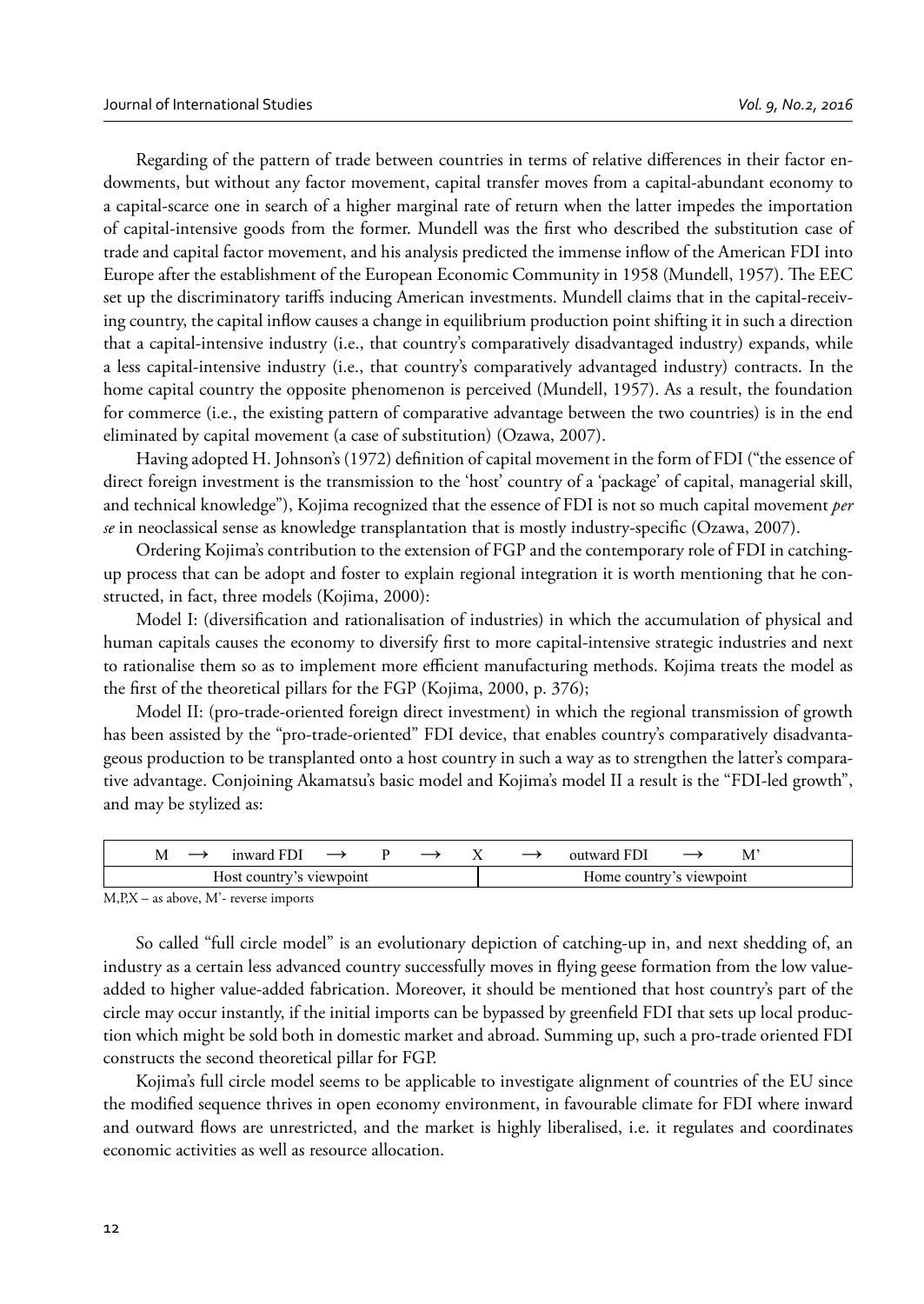Regarding of the pattern of trade between countries in terms of relative differences in their factor endowments, but without any factor movement, capital transfer moves from a capital-abundant economy to a capital-scarce one in search of a higher marginal rate of return when the latter impedes the importation of capital-intensive goods from the former. Mundell was the first who described the substitution case of trade and capital factor movement, and his analysis predicted the immense inflow of the American FDI into Europe after the establishment of the European Economic Community in 1958 (Mundell, 1957). The EEC set up the discriminatory tariffs inducing American investments. Mundell claims that in the capital-receiving country, the capital inflow causes a change in equilibrium production point shifting it in such a direction that a capital-intensive industry (i.e., that country's comparatively disadvantaged industry) expands, while a less capital-intensive industry (i.e., that country's comparatively advantaged industry) contracts. In the home capital country the opposite phenomenon is perceived (Mundell, 1957). As a result, the foundation for commerce (i.e., the existing pattern of comparative advantage between the two countries) is in the end eliminated by capital movement (a case of substitution) (Ozawa, 2007).

Having adopted H. Johnson's (1972) definition of capital movement in the form of FDI ("the essence of direct foreign investment is the transmission to the 'host' country of a 'package' of capital, managerial skill, and technical knowledge"), Kojima recognized that the essence of FDI is not so much capital movement *per se* in neoclassical sense as knowledge transplantation that is mostly industry-specific (Ozawa, 2007).

Ordering Kojima's contribution to the extension of FGP and the contemporary role of FDI in catching-up process that can be adopt and foster to explain regional integration it is worth mentioning that he constructed, in fact, three models (Kojima, 2000):

Model I: (diversification and rationalisation of industries) in which the accumulation of physical and human capitals causes the economy to diversify first to more capital-intensive strategic industries and next to rationalise them so as to implement more efficient manufacturing methods. Kojima treats the model as the first of the theoretical pillars for the FGP (Kojima, 2000, p. 376);

Model II: (pro-trade-oriented foreign direct investment) in which the regional transmission of growth has been assisted by the "pro-trade-oriented" FDI device, that enables country's comparatively disadvantageous production to be transplanted onto a host country in such a way as to strengthen the latter's comparative advantage. Conjoining Akamatsu's basic model and Kojima's model II a result is the "FDI-led growth", and may be stylized as:

| M → inward FDI → P → X | → outward FDI → M' |
|---|---|
| Host country's viewpoint | Home country's viewpoint |

M,P,X – as above, M'- reverse imports

So called "full circle model" is an evolutionary depiction of catching-up in, and next shedding of, an industry as a certain less advanced country successfully moves in flying geese formation from the low value-added to higher value-added fabrication. Moreover, it should be mentioned that host country's part of the circle may occur instantly, if the initial imports can be bypassed by greenfield FDI that sets up local production which might be sold both in domestic market and abroad. Summing up, such a pro-trade oriented FDI constructs the second theoretical pillar for FGP.

Kojima's full circle model seems to be applicable to investigate alignment of countries of the EU since the modified sequence thrives in open economy environment, in favourable climate for FDI where inward and outward flows are unrestricted, and the market is highly liberalised, i.e. it regulates and coordinates economic activities as well as resource allocation.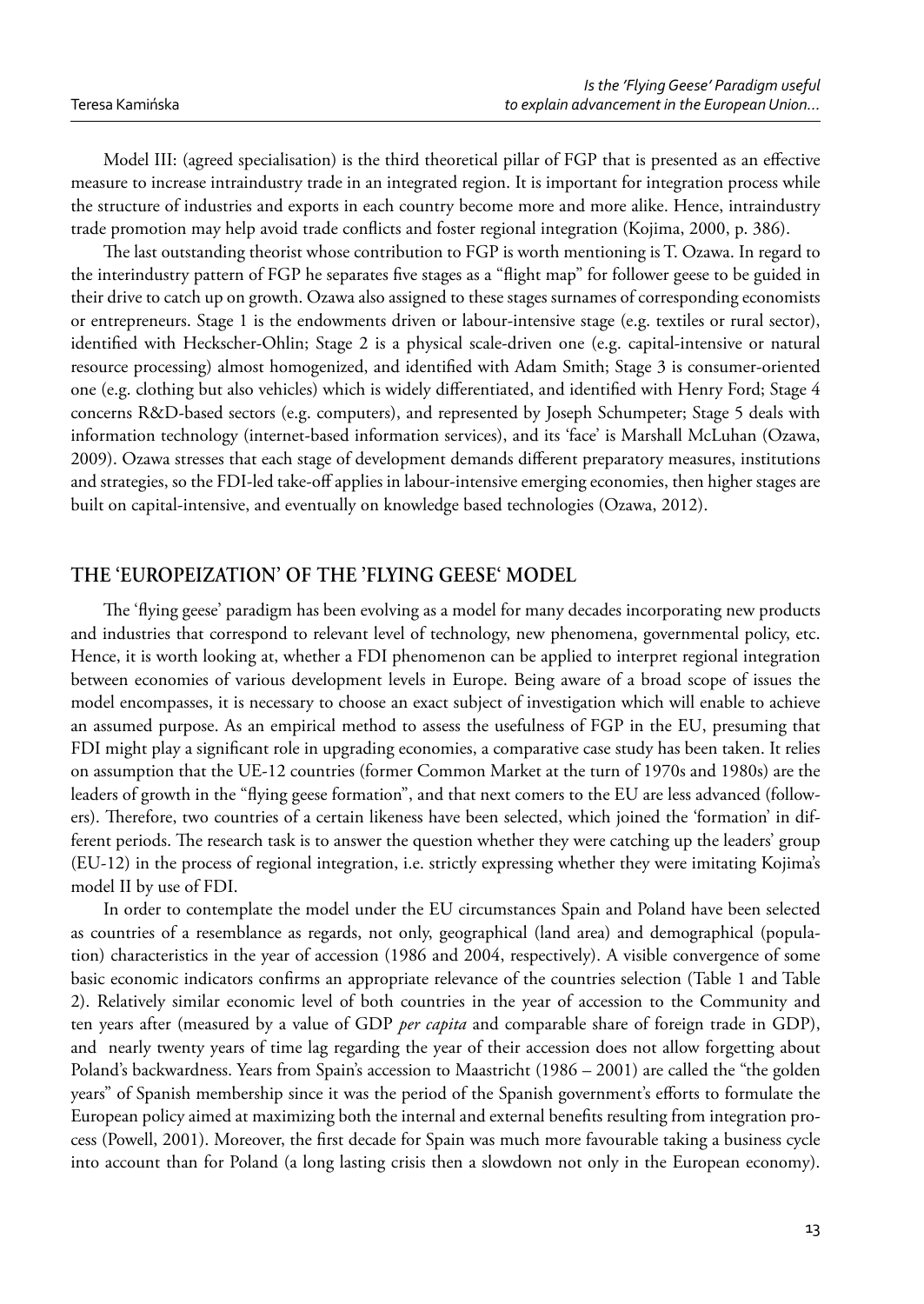Model III: (agreed specialisation) is the third theoretical pillar of FGP that is presented as an effective measure to increase intraindustry trade in an integrated region. It is important for integration process while the structure of industries and exports in each country become more and more alike. Hence, intraindustry trade promotion may help avoid trade conflicts and foster regional integration (Kojima, 2000, p. 386).

The last outstanding theorist whose contribution to FGP is worth mentioning is T. Ozawa. In regard to the interindustry pattern of FGP he separates five stages as a "flight map" for follower geese to be guided in their drive to catch up on growth. Ozawa also assigned to these stages surnames of corresponding economists or entrepreneurs. Stage 1 is the endowments driven or labour-intensive stage (e.g. textiles or rural sector), identified with Heckscher-Ohlin; Stage 2 is a physical scale-driven one (e.g. capital-intensive or natural resource processing) almost homogenized, and identified with Adam Smith; Stage 3 is consumer-oriented one (e.g. clothing but also vehicles) which is widely differentiated, and identified with Henry Ford; Stage 4 concerns R&D-based sectors (e.g. computers), and represented by Joseph Schumpeter; Stage 5 deals with information technology (internet-based information services), and its 'face' is Marshall McLuhan (Ozawa, 2009). Ozawa stresses that each stage of development demands different preparatory measures, institutions and strategies, so the FDI-led take-off applies in labour-intensive emerging economies, then higher stages are built on capital-intensive, and eventually on knowledge based technologies (Ozawa, 2012).

## THE 'EUROPEIZATION' OF THE 'FLYING GEESE' MODEL

The 'flying geese' paradigm has been evolving as a model for many decades incorporating new products and industries that correspond to relevant level of technology, new phenomena, governmental policy, etc. Hence, it is worth looking at, whether a FDI phenomenon can be applied to interpret regional integration between economies of various development levels in Europe. Being aware of a broad scope of issues the model encompasses, it is necessary to choose an exact subject of investigation which will enable to achieve an assumed purpose. As an empirical method to assess the usefulness of FGP in the EU, presuming that FDI might play a significant role in upgrading economies, a comparative case study has been taken. It relies on assumption that the UE-12 countries (former Common Market at the turn of 1970s and 1980s) are the leaders of growth in the "flying geese formation", and that next comers to the EU are less advanced (followers). Therefore, two countries of a certain likeness have been selected, which joined the 'formation' in different periods. The research task is to answer the question whether they were catching up the leaders' group (EU-12) in the process of regional integration, i.e. strictly expressing whether they were imitating Kojima's model II by use of FDI.

In order to contemplate the model under the EU circumstances Spain and Poland have been selected as countries of a resemblance as regards, not only, geographical (land area) and demographical (population) characteristics in the year of accession (1986 and 2004, respectively). A visible convergence of some basic economic indicators confirms an appropriate relevance of the countries selection (Table 1 and Table 2). Relatively similar economic level of both countries in the year of accession to the Community and ten years after (measured by a value of GDP *per capita* and comparable share of foreign trade in GDP), and nearly twenty years of time lag regarding the year of their accession does not allow forgetting about Poland's backwardness. Years from Spain's accession to Maastricht (1986 – 2001) are called the "the golden years" of Spanish membership since it was the period of the Spanish government's efforts to formulate the European policy aimed at maximizing both the internal and external benefits resulting from integration process (Powell, 2001). Moreover, the first decade for Spain was much more favourable taking a business cycle into account than for Poland (a long lasting crisis then a slowdown not only in the European economy).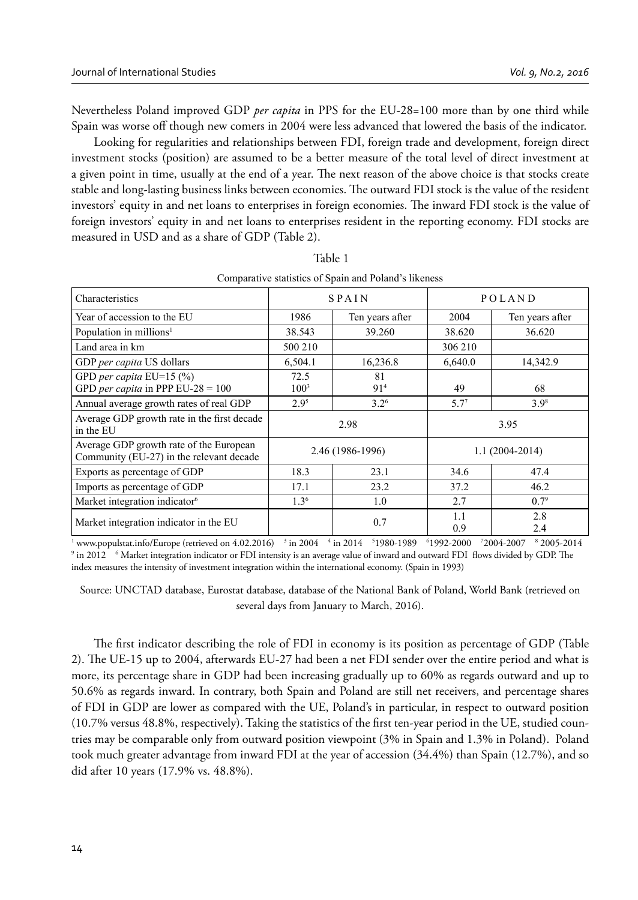Nevertheless Poland improved GDP *per capita* in PPS for the EU-28=100 more than by one third while Spain was worse off though new comers in 2004 were less advanced that lowered the basis of the indicator.

Looking for regularities and relationships between FDI, foreign trade and development, foreign direct investment stocks (position) are assumed to be a better measure of the total level of direct investment at a given point in time, usually at the end of a year. The next reason of the above choice is that stocks create stable and long-lasting business links between economies. The outward FDI stock is the value of the resident investors' equity in and net loans to enterprises in foreign economies. The inward FDI stock is the value of foreign investors' equity in and net loans to enterprises resident in the reporting economy. FDI stocks are measured in USD and as a share of GDP (Table 2).

Table 1

Comparative statistics of Spain and Poland's likeness

| Characteristics | SPAIN | | POLAND | |
|---|---|---|---|---|
| Year of accession to the EU | 1986 | Ten years after | 2004 | Ten years after |
| Population in millions[1] | 38.543 | 39.260 | 38.620 | 36.620 |
| Land area in km | 500 210 | | 306 210 | |
| GDP *per capita* US dollars | 6,504.1 | 16,236.8 | 6,640.0 | 14,342.9 |
| GPD *per capita* EU=15 (%)<br>GPD *per capita* in PPP EU-28 = 100 | 72.5<br>100[3] | 81<br>91[4] | <br>49 | <br>68 |
| Annual average growth rates of real GDP | 2.9[5] | 3.2[6] | 5.7[7] | 3.9[8] |
| Average GDP growth rate in the first decade in the EU | 2.98 | | 3.95 | |
| Average GDP growth rate of the European Community (EU-27) in the relevant decade | 2.46 (1986-1996) | | 1.1 (2004-2014) | |
| Exports as percentage of GDP | 18.3 | 23.1 | 34.6 | 47.4 |
| Imports as percentage of GDP | 17.1 | 23.2 | 37.2 | 46.2 |
| Market integration indicator[6] | 1.3[6] | 1.0 | 2.7 | 0.7[9] |
| Market integration indicator in the EU | | 0.7 | 1.1<br>0.9 | 2.8<br>2.4 |

[1] www.populstat.info/Europe (retrieved on 4.02.2016) [3] in 2004 [4] in 2014 [5] 1980-1989 [6] 1992-2000 [7] 2004-2007 [8] 2005-2014 [9] in 2012 [6] Market integration indicator or FDI intensity is an average value of inward and outward FDI flows divided by GDP. The index measures the intensity of investment integration within the international economy. (Spain in 1993)

Source: UNCTAD database, Eurostat database, database of the National Bank of Poland, World Bank (retrieved on several days from January to March, 2016).

The first indicator describing the role of FDI in economy is its position as percentage of GDP (Table 2). The UE-15 up to 2004, afterwards EU-27 had been a net FDI sender over the entire period and what is more, its percentage share in GDP had been increasing gradually up to 60% as regards outward and up to 50.6% as regards inward. In contrary, both Spain and Poland are still net receivers, and percentage shares of FDI in GDP are lower as compared with the UE, Poland's in particular, in respect to outward position (10.7% versus 48.8%, respectively). Taking the statistics of the first ten-year period in the UE, studied countries may be comparable only from outward position viewpoint (3% in Spain and 1.3% in Poland). Poland took much greater advantage from inward FDI at the year of accession (34.4%) than Spain (12.7%), and so did after 10 years (17.9% vs. 48.8%).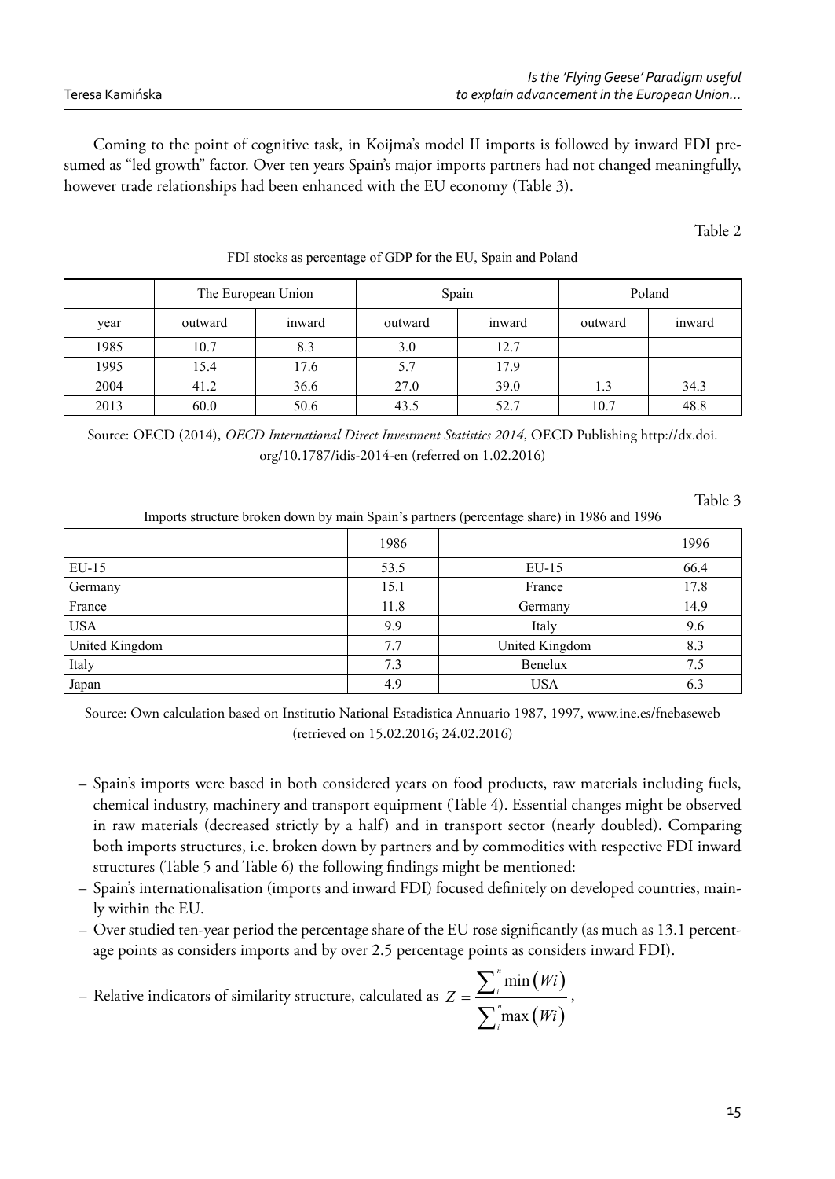Coming to the point of cognitive task, in Koijma's model II imports is followed by inward FDI presumed as "led growth" factor. Over ten years Spain's major imports partners had not changed meaningfully, however trade relationships had been enhanced with the EU economy (Table 3).

Table 2

FDI stocks as percentage of GDP for the EU, Spain and Poland

| | The European Union | | Spain | | Poland | |
|---|---|---|---|---|---|---|
| year | outward | inward | outward | inward | outward | inward |
| 1985 | 10.7 | 8.3 | 3.0 | 12.7 | | |
| 1995 | 15.4 | 17.6 | 5.7 | 17.9 | | |
| 2004 | 41.2 | 36.6 | 27.0 | 39.0 | 1.3 | 34.3 |
| 2013 | 60.0 | 50.6 | 43.5 | 52.7 | 10.7 | 48.8 |

Source: OECD (2014), *OECD International Direct Investment Statistics 2014*, OECD Publishing http://dx.doi.org/10.1787/idis-2014-en (referred on 1.02.2016)

Table 3

Imports structure broken down by main Spain's partners (percentage share) in 1986 and 1996

| | 1986 | | 1996 |
|---|---|---|---|
| EU-15 | 53.5 | EU-15 | 66.4 |
| Germany | 15.1 | France | 17.8 |
| France | 11.8 | Germany | 14.9 |
| USA | 9.9 | Italy | 9.6 |
| United Kingdom | 7.7 | United Kingdom | 8.3 |
| Italy | 7.3 | Benelux | 7.5 |
| Japan | 4.9 | USA | 6.3 |

Source: Own calculation based on Institutio National Estadistica Annuario 1987, 1997, www.ine.es/fnebaseweb (retrieved on 15.02.2016; 24.02.2016)

- Spain's imports were based in both considered years on food products, raw materials including fuels, chemical industry, machinery and transport equipment (Table 4). Essential changes might be observed in raw materials (decreased strictly by a half) and in transport sector (nearly doubled). Comparing both imports structures, i.e. broken down by partners and by commodities with respective FDI inward structures (Table 5 and Table 6) the following findings might be mentioned:
- Spain's internationalisation (imports and inward FDI) focused definitely on developed countries, mainly within the EU.
- Over studied ten-year period the percentage share of the EU rose significantly (as much as 13.1 percentage points as considers imports and by over 2.5 percentage points as considers inward FDI).
- Relative indicators of similarity structure, calculated as $Z = \frac{\sum_i^n \min(Wi)}{\sum_i^n \max(Wi)}$,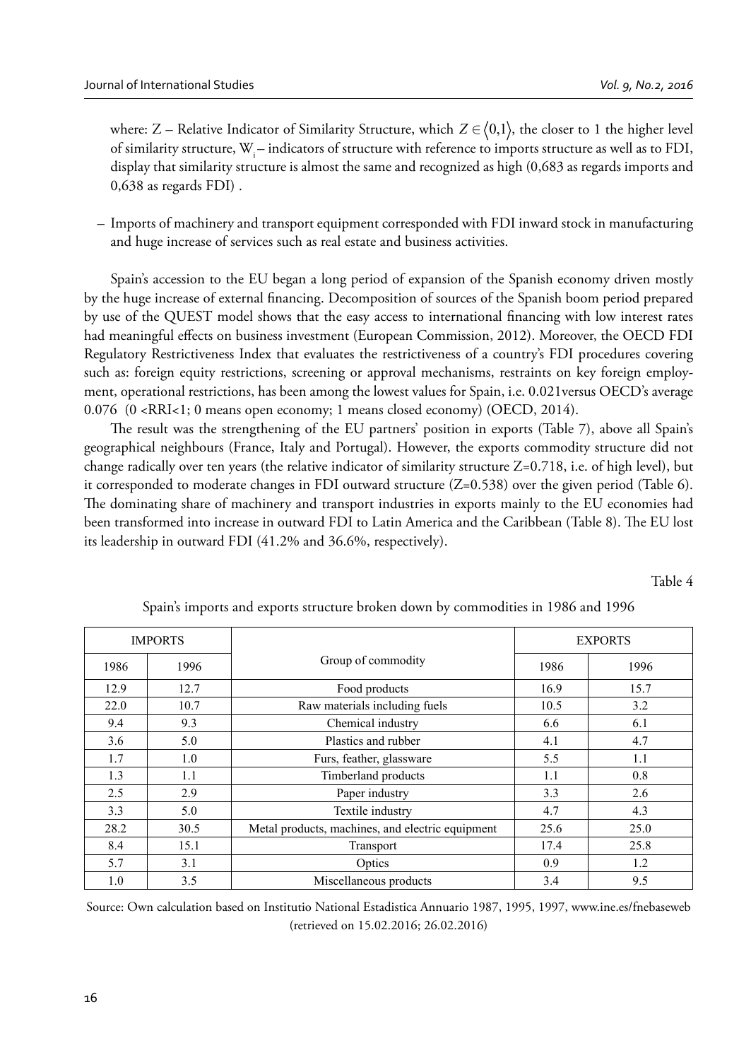where: Z – Relative Indicator of Similarity Structure, which $Z \in \langle 0,1 \rangle$, the closer to 1 the higher level of similarity structure, $W_i$ – indicators of structure with reference to imports structure as well as to FDI, display that similarity structure is almost the same and recognized as high (0,683 as regards imports and 0,638 as regards FDI) .

– Imports of machinery and transport equipment corresponded with FDI inward stock in manufacturing and huge increase of services such as real estate and business activities.

Spain's accession to the EU began a long period of expansion of the Spanish economy driven mostly by the huge increase of external financing. Decomposition of sources of the Spanish boom period prepared by use of the QUEST model shows that the easy access to international financing with low interest rates had meaningful effects on business investment (European Commission, 2012). Moreover, the OECD FDI Regulatory Restrictiveness Index that evaluates the restrictiveness of a country's FDI procedures covering such as: foreign equity restrictions, screening or approval mechanisms, restraints on key foreign employment, operational restrictions, has been among the lowest values for Spain, i.e. 0.021versus OECD's average 0.076 ($0 < RRI < 1$; 0 means open economy; 1 means closed economy) (OECD, 2014).

The result was the strengthening of the EU partners' position in exports (Table 7), above all Spain's geographical neighbours (France, Italy and Portugal). However, the exports commodity structure did not change radically over ten years (the relative indicator of similarity structure Z=0.718, i.e. of high level), but it corresponded to moderate changes in FDI outward structure (Z=0.538) over the given period (Table 6). The dominating share of machinery and transport industries in exports mainly to the EU economies had been transformed into increase in outward FDI to Latin America and the Caribbean (Table 8). The EU lost its leadership in outward FDI (41.2% and 36.6%, respectively).

Table 4

Spain's imports and exports structure broken down by commodities in 1986 and 1996

| IMPORTS | | Group of commodity | EXPORTS | |
|---|---|---|---|---|
| 1986 | 1996 | | 1986 | 1996 |
| 12.9 | 12.7 | Food products | 16.9 | 15.7 |
| 22.0 | 10.7 | Raw materials including fuels | 10.5 | 3.2 |
| 9.4 | 9.3 | Chemical industry | 6.6 | 6.1 |
| 3.6 | 5.0 | Plastics and rubber | 4.1 | 4.7 |
| 1.7 | 1.0 | Furs, feather, glassware | 5.5 | 1.1 |
| 1.3 | 1.1 | Timberland products | 1.1 | 0.8 |
| 2.5 | 2.9 | Paper industry | 3.3 | 2.6 |
| 3.3 | 5.0 | Textile industry | 4.7 | 4.3 |
| 28.2 | 30.5 | Metal products, machines, and electric equipment | 25.6 | 25.0 |
| 8.4 | 15.1 | Transport | 17.4 | 25.8 |
| 5.7 | 3.1 | Optics | 0.9 | 1.2 |
| 1.0 | 3.5 | Miscellaneous products | 3.4 | 9.5 |

Source: Own calculation based on Institutio National Estadistica Annuario 1987, 1995, 1997, www.ine.es/fnebaseweb (retrieved on 15.02.2016; 26.02.2016)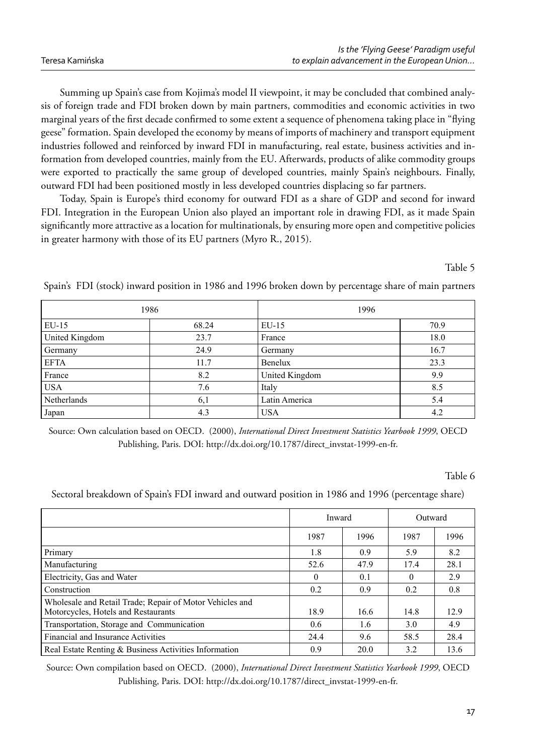Summing up Spain's case from Kojima's model II viewpoint, it may be concluded that combined analysis of foreign trade and FDI broken down by main partners, commodities and economic activities in two marginal years of the first decade confirmed to some extent a sequence of phenomena taking place in "flying geese" formation. Spain developed the economy by means of imports of machinery and transport equipment industries followed and reinforced by inward FDI in manufacturing, real estate, business activities and information from developed countries, mainly from the EU. Afterwards, products of alike commodity groups were exported to practically the same group of developed countries, mainly Spain's neighbours. Finally, outward FDI had been positioned mostly in less developed countries displacing so far partners.

Today, Spain is Europe's third economy for outward FDI as a share of GDP and second for inward FDI. Integration in the European Union also played an important role in drawing FDI, as it made Spain significantly more attractive as a location for multinationals, by ensuring more open and competitive policies in greater harmony with those of its EU partners (Myro R., 2015).

Table 5

Spain's FDI (stock) inward position in 1986 and 1996 broken down by percentage share of main partners

| 1986 | | 1996 | |
|---|---|---|---|
| EU-15 | 68.24 | EU-15 | 70.9 |
| United Kingdom | 23.7 | France | 18.0 |
| Germany | 24.9 | Germany | 16.7 |
| EFTA | 11.7 | Benelux | 23.3 |
| France | 8.2 | United Kingdom | 9.9 |
| USA | 7.6 | Italy | 8.5 |
| Netherlands | 6,1 | Latin America | 5.4 |
| Japan | 4.3 | USA | 4.2 |

Source: Own calculation based on OECD. (2000), *International Direct Investment Statistics Yearbook 1999*, OECD Publishing, Paris. DOI: http://dx.doi.org/10.1787/direct_invstat-1999-en-fr.

Table 6

Sectoral breakdown of Spain's FDI inward and outward position in 1986 and 1996 (percentage share)

| | Inward | | Outward | |
|---|---|---|---|---|
| | 1987 | 1996 | 1987 | 1996 |
| Primary | 1.8 | 0.9 | 5.9 | 8.2 |
| Manufacturing | 52.6 | 47.9 | 17.4 | 28.1 |
| Electricity, Gas and Water | 0 | 0.1 | 0 | 2.9 |
| Construction | 0.2 | 0.9 | 0.2 | 0.8 |
| Wholesale and Retail Trade; Repair of Motor Vehicles and Motorcycles, Hotels and Restaurants | 18.9 | 16.6 | 14.8 | 12.9 |
| Transportation, Storage and Communication | 0.6 | 1.6 | 3.0 | 4.9 |
| Financial and Insurance Activities | 24.4 | 9.6 | 58.5 | 28.4 |
| Real Estate Renting & Business Activities Information | 0.9 | 20.0 | 3.2 | 13.6 |

Source: Own compilation based on OECD. (2000), *International Direct Investment Statistics Yearbook 1999*, OECD Publishing, Paris. DOI: http://dx.doi.org/10.1787/direct_invstat-1999-en-fr.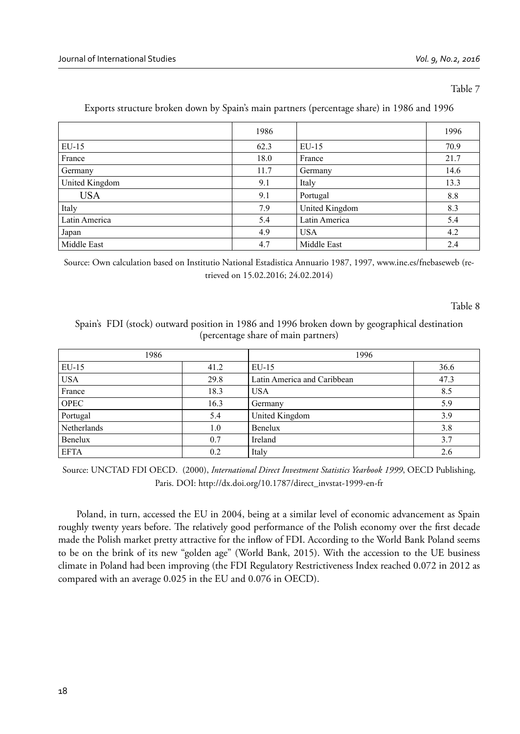Table 7

Exports structure broken down by Spain's main partners (percentage share) in 1986 and 1996

| | 1986 | | 1996 |
|---|---|---|---|
| EU-15 | 62.3 | EU-15 | 70.9 |
| France | 18.0 | France | 21.7 |
| Germany | 11.7 | Germany | 14.6 |
| United Kingdom | 9.1 | Italy | 13.3 |
| USA | 9.1 | Portugal | 8.8 |
| Italy | 7.9 | United Kingdom | 8.3 |
| Latin America | 5.4 | Latin America | 5.4 |
| Japan | 4.9 | USA | 4.2 |
| Middle East | 4.7 | Middle East | 2.4 |

Source: Own calculation based on Institutio National Estadistica Annuario 1987, 1997, www.ine.es/fnebaseweb (retrieved on 15.02.2016; 24.02.2014)

Table 8

Spain's FDI (stock) outward position in 1986 and 1996 broken down by geographical destination (percentage share of main partners)

| 1986 | | 1996 | |
|---|---|---|---|
| EU-15 | 41.2 | EU-15 | 36.6 |
| USA | 29.8 | Latin America and Caribbean | 47.3 |
| France | 18.3 | USA | 8.5 |
| OPEC | 16.3 | Germany | 5.9 |
| Portugal | 5.4 | United Kingdom | 3.9 |
| Netherlands | 1.0 | Benelux | 3.8 |
| Benelux | 0.7 | Ireland | 3.7 |
| EFTA | 0.2 | Italy | 2.6 |

Source: UNCTAD FDI OECD. (2000), *International Direct Investment Statistics Yearbook 1999*, OECD Publishing, Paris. DOI: http://dx.doi.org/10.1787/direct_invstat-1999-en-fr

Poland, in turn, accessed the EU in 2004, being at a similar level of economic advancement as Spain roughly twenty years before. The relatively good performance of the Polish economy over the first decade made the Polish market pretty attractive for the inflow of FDI. According to the World Bank Poland seems to be on the brink of its new "golden age" (World Bank, 2015). With the accession to the UE business climate in Poland had been improving (the FDI Regulatory Restrictiveness Index reached 0.072 in 2012 as compared with an average 0.025 in the EU and 0.076 in OECD).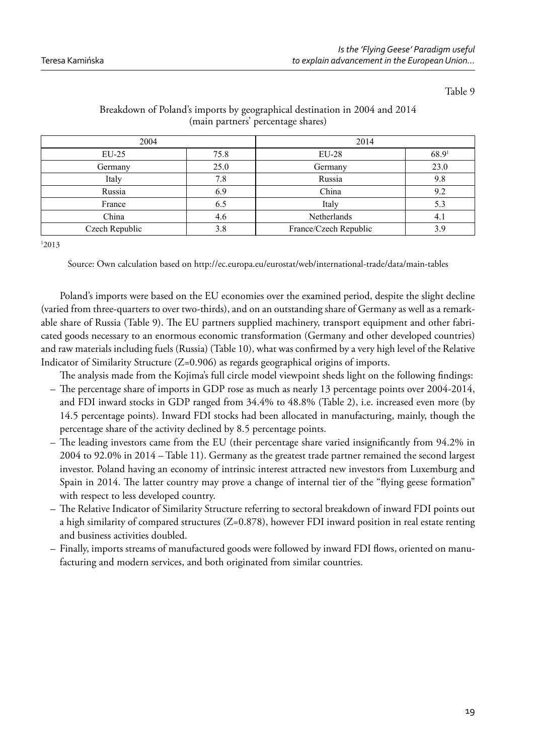Table 9

Breakdown of Poland's imports by geographical destination in 2004 and 2014 (main partners' percentage shares)

| 2004 | | 2014 | |
|---|---|---|---|
| EU-25 | 75.8 | EU-28 | 68.9[1] |
| Germany | 25.0 | Germany | 23.0 |
| Italy | 7.8 | Russia | 9.8 |
| Russia | 6.9 | China | 9.2 |
| France | 6.5 | Italy | 5.3 |
| China | 4.6 | Netherlands | 4.1 |
| Czech Republic | 3.8 | France/Czech Republic | 3.9 |

[1]2013

Source: Own calculation based on http://ec.europa.eu/eurostat/web/international-trade/data/main-tables

Poland's imports were based on the EU economies over the examined period, despite the slight decline (varied from three-quarters to over two-thirds), and on an outstanding share of Germany as well as a remarkable share of Russia (Table 9). The EU partners supplied machinery, transport equipment and other fabricated goods necessary to an enormous economic transformation (Germany and other developed countries) and raw materials including fuels (Russia) (Table 10), what was confirmed by a very high level of the Relative Indicator of Similarity Structure (Z=0.906) as regards geographical origins of imports.

The analysis made from the Kojima's full circle model viewpoint sheds light on the following findings:

– The percentage share of imports in GDP rose as much as nearly 13 percentage points over 2004-2014, and FDI inward stocks in GDP ranged from 34.4% to 48.8% (Table 2), i.e. increased even more (by 14.5 percentage points). Inward FDI stocks had been allocated in manufacturing, mainly, though the percentage share of the activity declined by 8.5 percentage points.

– The leading investors came from the EU (their percentage share varied insignificantly from 94.2% in 2004 to 92.0% in 2014 – Table 11). Germany as the greatest trade partner remained the second largest investor. Poland having an economy of intrinsic interest attracted new investors from Luxemburg and Spain in 2014. The latter country may prove a change of internal tier of the "flying geese formation" with respect to less developed country.

– The Relative Indicator of Similarity Structure referring to sectoral breakdown of inward FDI points out a high similarity of compared structures (Z=0.878), however FDI inward position in real estate renting and business activities doubled.

– Finally, imports streams of manufactured goods were followed by inward FDI flows, oriented on manufacturing and modern services, and both originated from similar countries.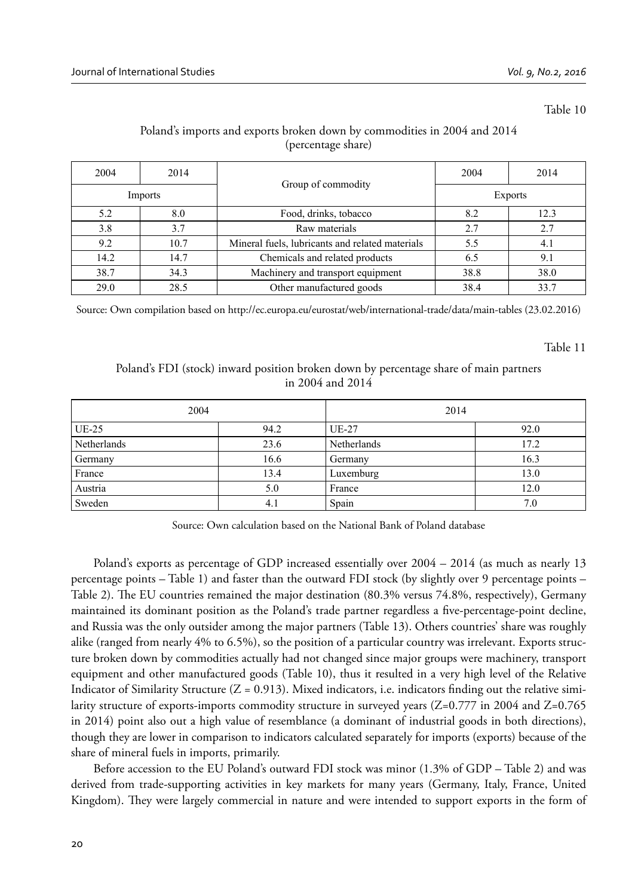Table 10

Poland's imports and exports broken down by commodities in 2004 and 2014 (percentage share)

| 2004 | 2014 | Group of commodity | 2004 | 2014 |
|---|---|---|---|---|
| Imports | | | Exports | |
| 5.2 | 8.0 | Food, drinks, tobacco | 8.2 | 12.3 |
| 3.8 | 3.7 | Raw materials | 2.7 | 2.7 |
| 9.2 | 10.7 | Mineral fuels, lubricants and related materials | 5.5 | 4.1 |
| 14.2 | 14.7 | Chemicals and related products | 6.5 | 9.1 |
| 38.7 | 34.3 | Machinery and transport equipment | 38.8 | 38.0 |
| 29.0 | 28.5 | Other manufactured goods | 38.4 | 33.7 |

Source: Own compilation based on http://ec.europa.eu/eurostat/web/international-trade/data/main-tables (23.02.2016)

Table 11

Poland's FDI (stock) inward position broken down by percentage share of main partners in 2004 and 2014

| 2004 | | 2014 | |
|---|---|---|---|
| UE-25 | 94.2 | UE-27 | 92.0 |
| Netherlands | 23.6 | Netherlands | 17.2 |
| Germany | 16.6 | Germany | 16.3 |
| France | 13.4 | Luxemburg | 13.0 |
| Austria | 5.0 | France | 12.0 |
| Sweden | 4.1 | Spain | 7.0 |

Source: Own calculation based on the National Bank of Poland database

Poland's exports as percentage of GDP increased essentially over 2004 – 2014 (as much as nearly 13 percentage points – Table 1) and faster than the outward FDI stock (by slightly over 9 percentage points – Table 2). The EU countries remained the major destination (80.3% versus 74.8%, respectively), Germany maintained its dominant position as the Poland's trade partner regardless a five-percentage-point decline, and Russia was the only outsider among the major partners (Table 13). Others countries' share was roughly alike (ranged from nearly 4% to 6.5%), so the position of a particular country was irrelevant. Exports structure broken down by commodities actually had not changed since major groups were machinery, transport equipment and other manufactured goods (Table 10), thus it resulted in a very high level of the Relative Indicator of Similarity Structure ($Z = 0.913$). Mixed indicators, i.e. indicators finding out the relative similarity structure of exports-imports commodity structure in surveyed years ($Z=0.777$ in 2004 and $Z=0.765$ in 2014) point also out a high value of resemblance (a dominant of industrial goods in both directions), though they are lower in comparison to indicators calculated separately for imports (exports) because of the share of mineral fuels in imports, primarily.

Before accession to the EU Poland's outward FDI stock was minor (1.3% of GDP – Table 2) and was derived from trade-supporting activities in key markets for many years (Germany, Italy, France, United Kingdom). They were largely commercial in nature and were intended to support exports in the form of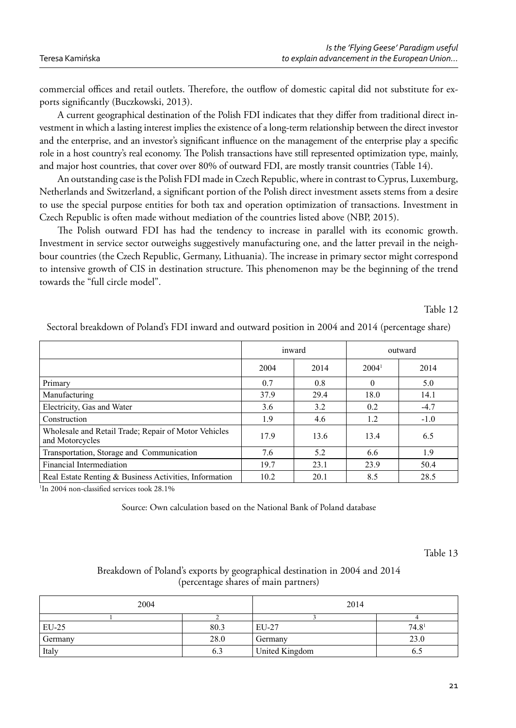commercial offices and retail outlets. Therefore, the outflow of domestic capital did not substitute for exports significantly (Buczkowski, 2013).

A current geographical destination of the Polish FDI indicates that they differ from traditional direct investment in which a lasting interest implies the existence of a long-term relationship between the direct investor and the enterprise, and an investor's significant influence on the management of the enterprise play a specific role in a host country's real economy. The Polish transactions have still represented optimization type, mainly, and major host countries, that cover over 80% of outward FDI, are mostly transit countries (Table 14).

An outstanding case is the Polish FDI made in Czech Republic, where in contrast to Cyprus, Luxemburg, Netherlands and Switzerland, a significant portion of the Polish direct investment assets stems from a desire to use the special purpose entities for both tax and operation optimization of transactions. Investment in Czech Republic is often made without mediation of the countries listed above (NBP, 2015).

The Polish outward FDI has had the tendency to increase in parallel with its economic growth. Investment in service sector outweighs suggestively manufacturing one, and the latter prevail in the neighbour countries (the Czech Republic, Germany, Lithuania). The increase in primary sector might correspond to intensive growth of CIS in destination structure. This phenomenon may be the beginning of the trend towards the "full circle model".

Table 12

Sectoral breakdown of Poland's FDI inward and outward position in 2004 and 2014 (percentage share)

| | inward | | outward | |
|---|---|---|---|---|
| | 2004 | 2014 | 2004[1] | 2014 |
| Primary | 0.7 | 0.8 | 0 | 5.0 |
| Manufacturing | 37.9 | 29.4 | 18.0 | 14.1 |
| Electricity, Gas and Water | 3.6 | 3.2 | 0.2 | -4.7 |
| Construction | 1.9 | 4.6 | 1.2 | -1.0 |
| Wholesale and Retail Trade; Repair of Motor Vehicles and Motorcycles | 17.9 | 13.6 | 13.4 | 6.5 |
| Transportation, Storage and Communication | 7.6 | 5.2 | 6.6 | 1.9 |
| Financial Intermediation | 19.7 | 23.1 | 23.9 | 50.4 |
| Real Estate Renting & Business Activities, Information | 10.2 | 20.1 | 8.5 | 28.5 |

[1]In 2004 non-classified services took 28.1%

Source: Own calculation based on the National Bank of Poland database

Table 13

Breakdown of Poland's exports by geographical destination in 2004 and 2014 (percentage shares of main partners)

| 2004 | | 2014 | |
|---|---|---|---|
| 1 | 2 | 3 | 4 |
| EU-25 | 80.3 | EU-27 | 74.8[1] |
| Germany | 28.0 | Germany | 23.0 |
| Italy | 6.3 | United Kingdom | 6.5 |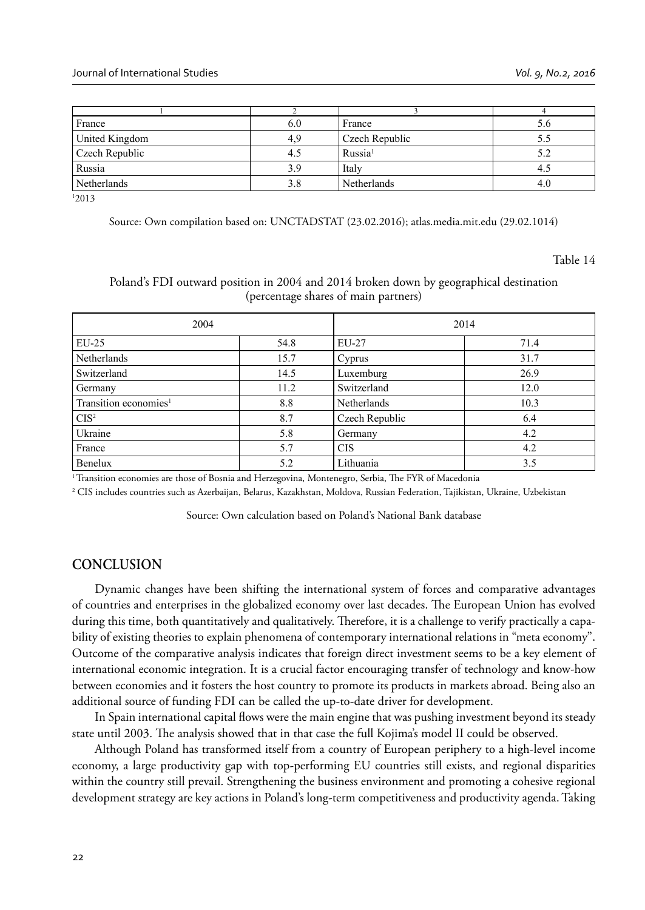| 1 | 2 | 3 | 4 |
|---|---|---|---|
| France | 6.0 | France | 5.6 |
| United Kingdom | 4,9 | Czech Republic | 5.5 |
| Czech Republic | 4.5 | Russia[1] | 5.2 |
| Russia | 3.9 | Italy | 4.5 |
| Netherlands | 3.8 | Netherlands | 4.0 |

[1]2013

Source: Own compilation based on: UNCTADSTAT (23.02.2016); atlas.media.mit.edu (29.02.1014)

Table 14

Poland's FDI outward position in 2004 and 2014 broken down by geographical destination (percentage shares of main partners)

| 2004 | | 2014 | |
|---|---|---|---|
| EU-25 | 54.8 | EU-27 | 71.4 |
| Netherlands | 15.7 | Cyprus | 31.7 |
| Switzerland | 14.5 | Luxemburg | 26.9 |
| Germany | 11.2 | Switzerland | 12.0 |
| Transition economies[1] | 8.8 | Netherlands | 10.3 |
| CIS[2] | 8.7 | Czech Republic | 6.4 |
| Ukraine | 5.8 | Germany | 4.2 |
| France | 5.7 | CIS | 4.2 |
| Benelux | 5.2 | Lithuania | 3.5 |

[1] Transition economies are those of Bosnia and Herzegovina, Montenegro, Serbia, The FYR of Macedonia

[2] CIS includes countries such as Azerbaijan, Belarus, Kazakhstan, Moldova, Russian Federation, Tajikistan, Ukraine, Uzbekistan

Source: Own calculation based on Poland's National Bank database

## CONCLUSION

Dynamic changes have been shifting the international system of forces and comparative advantages of countries and enterprises in the globalized economy over last decades. The European Union has evolved during this time, both quantitatively and qualitatively. Therefore, it is a challenge to verify practically a capability of existing theories to explain phenomena of contemporary international relations in "meta economy". Outcome of the comparative analysis indicates that foreign direct investment seems to be a key element of international economic integration. It is a crucial factor encouraging transfer of technology and know-how between economies and it fosters the host country to promote its products in markets abroad. Being also an additional source of funding FDI can be called the up-to-date driver for development.

In Spain international capital flows were the main engine that was pushing investment beyond its steady state until 2003. The analysis showed that in that case the full Kojima's model II could be observed.

Although Poland has transformed itself from a country of European periphery to a high-level income economy, a large productivity gap with top-performing EU countries still exists, and regional disparities within the country still prevail. Strengthening the business environment and promoting a cohesive regional development strategy are key actions in Poland's long-term competitiveness and productivity agenda. Taking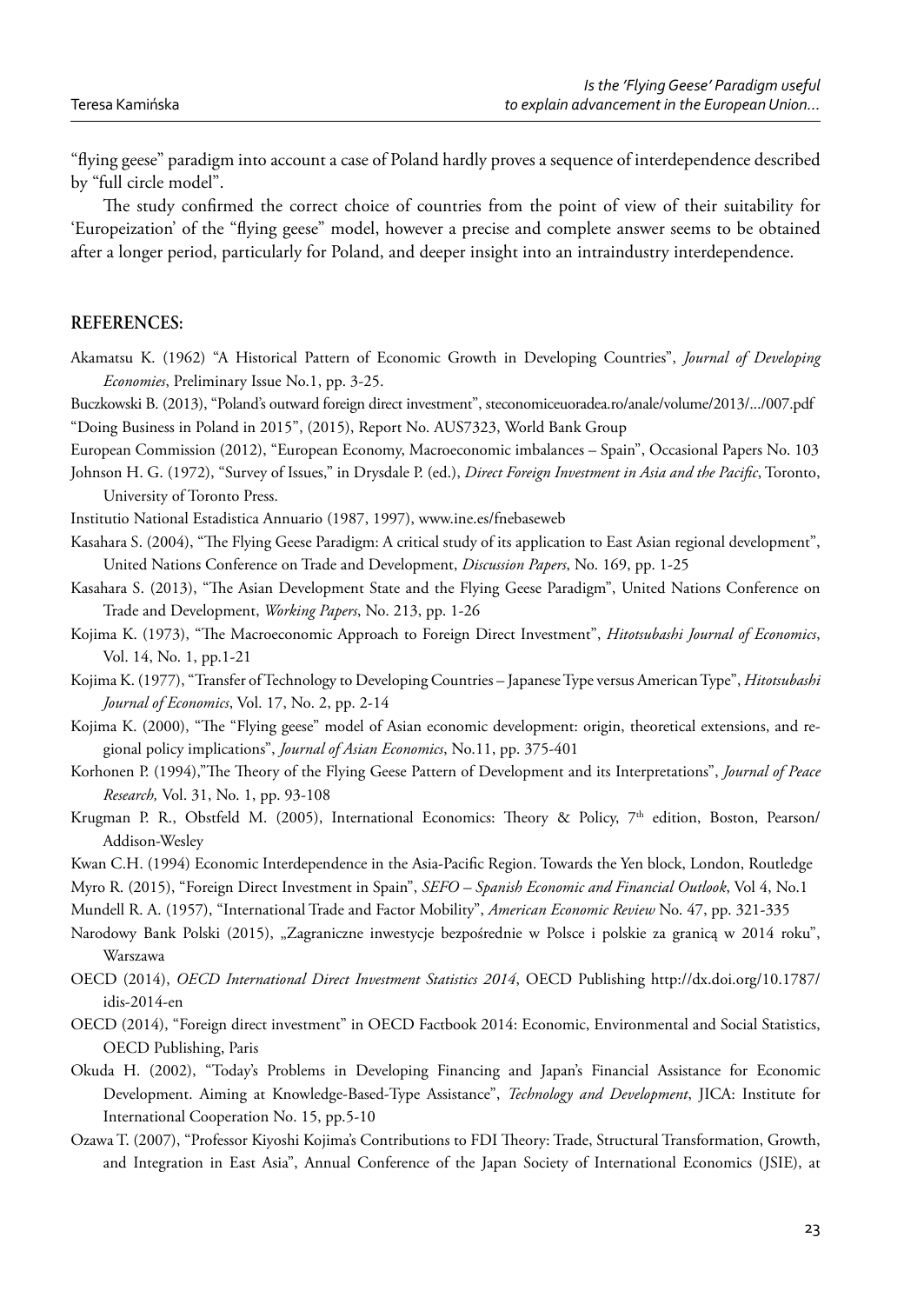"flying geese" paradigm into account a case of Poland hardly proves a sequence of interdependence described by "full circle model".

The study confirmed the correct choice of countries from the point of view of their suitability for 'Europeization' of the "flying geese" model, however a precise and complete answer seems to be obtained after a longer period, particularly for Poland, and deeper insight into an intraindustry interdependence.

## REFERENCES:

Akamatsu K. (1962) "A Historical Pattern of Economic Growth in Developing Countries", *Journal of Developing Economies*, Preliminary Issue No.1, pp. 3-25.

Buczkowski B. (2013), "Poland's outward foreign direct investment", steconomiceuoradea.ro/anale/volume/2013/.../007.pdf

"Doing Business in Poland in 2015", (2015), Report No. AUS7323, World Bank Group

European Commission (2012), "European Economy, Macroeconomic imbalances – Spain", Occasional Papers No. 103

Johnson H. G. (1972), "Survey of Issues," in Drysdale P. (ed.), *Direct Foreign Investment in Asia and the Pacific*, Toronto, University of Toronto Press.

Institutio National Estadistica Annuario (1987, 1997), www.ine.es/fnebaseweb

Kasahara S. (2004), "The Flying Geese Paradigm: A critical study of its application to East Asian regional development", United Nations Conference on Trade and Development, *Discussion Papers*, No. 169, pp. 1-25

Kasahara S. (2013), "The Asian Development State and the Flying Geese Paradigm", United Nations Conference on Trade and Development, *Working Papers*, No. 213, pp. 1-26

Kojima K. (1973), "The Macroeconomic Approach to Foreign Direct Investment", *Hitotsubashi Journal of Economics*, Vol. 14, No. 1, pp.1-21

Kojima K. (1977), "Transfer of Technology to Developing Countries – Japanese Type versus American Type", *Hitotsubashi Journal of Economics*, Vol. 17, No. 2, pp. 2-14

Kojima K. (2000), "The "Flying geese" model of Asian economic development: origin, theoretical extensions, and regional policy implications", *Journal of Asian Economics*, No.11, pp. 375-401

Korhonen P. (1994),"The Theory of the Flying Geese Pattern of Development and its Interpretations", *Journal of Peace Research,* Vol. 31, No. 1, pp. 93-108

Krugman P. R., Obstfeld M. (2005), International Economics: Theory & Policy, 7th edition, Boston, Pearson/ Addison-Wesley

Kwan C.H. (1994) Economic Interdependence in the Asia-Pacific Region. Towards the Yen block, London, Routledge

Myro R. (2015), "Foreign Direct Investment in Spain", *SEFO – Spanish Economic and Financial Outlook*, Vol 4, No.1

Mundell R. A. (1957), "International Trade and Factor Mobility", *American Economic Review* No. 47, pp. 321-335

Narodowy Bank Polski (2015), „Zagraniczne inwestycje bezpośrednie w Polsce i polskie za granicą w 2014 roku", Warszawa

OECD (2014), *OECD International Direct Investment Statistics 2014*, OECD Publishing http://dx.doi.org/10.1787/idis-2014-en

OECD (2014), "Foreign direct investment" in OECD Factbook 2014: Economic, Environmental and Social Statistics, OECD Publishing, Paris

Okuda H. (2002), "Today's Problems in Developing Financing and Japan's Financial Assistance for Economic Development. Aiming at Knowledge-Based-Type Assistance", *Technology and Development*, JICA: Institute for International Cooperation No. 15, pp.5-10

Ozawa T. (2007), "Professor Kiyoshi Kojima's Contributions to FDI Theory: Trade, Structural Transformation, Growth, and Integration in East Asia", Annual Conference of the Japan Society of International Economics (JSIE), at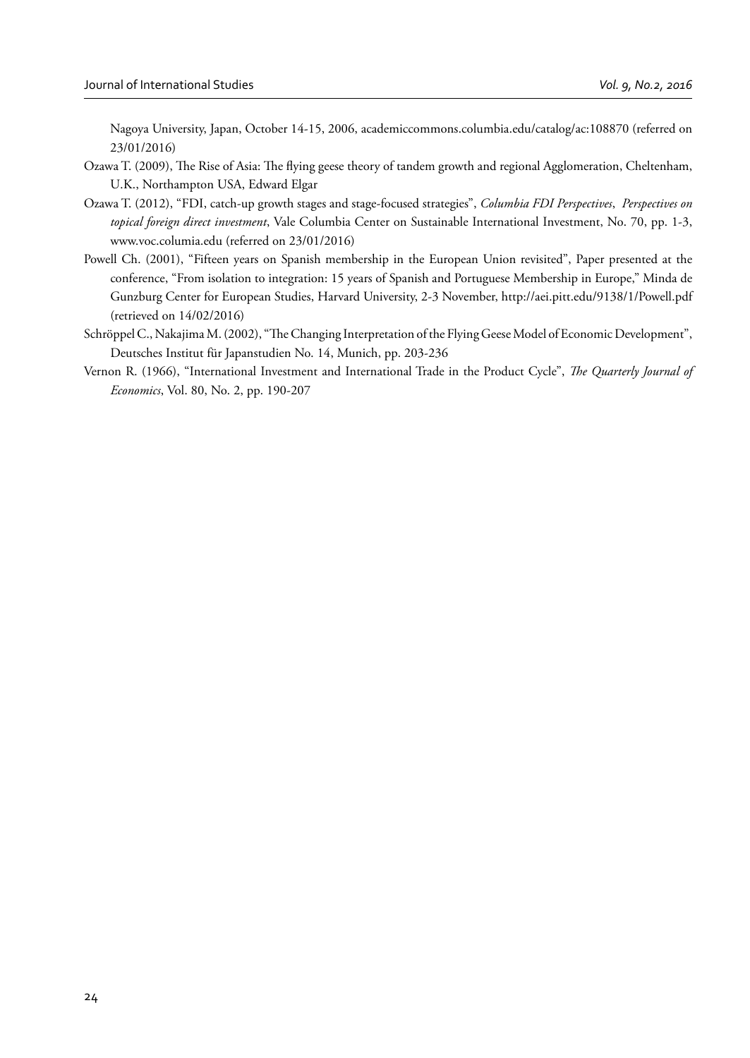Nagoya University, Japan, October 14-15, 2006, academiccommons.columbia.edu/catalog/ac:108870 (referred on 23/01/2016)

Ozawa T. (2009), The Rise of Asia: The flying geese theory of tandem growth and regional Agglomeration, Cheltenham, U.K., Northampton USA, Edward Elgar

Ozawa T. (2012), "FDI, catch-up growth stages and stage-focused strategies", *Columbia FDI Perspectives*, *Perspectives on topical foreign direct investment*, Vale Columbia Center on Sustainable International Investment, No. 70, pp. 1-3, www.voc.columia.edu (referred on 23/01/2016)

Powell Ch. (2001), "Fifteen years on Spanish membership in the European Union revisited", Paper presented at the conference, "From isolation to integration: 15 years of Spanish and Portuguese Membership in Europe," Minda de Gunzburg Center for European Studies, Harvard University, 2-3 November, http://aei.pitt.edu/9138/1/Powell.pdf (retrieved on 14/02/2016)

Schröppel C., Nakajima M. (2002), "The Changing Interpretation of the Flying Geese Model of Economic Development", Deutsches Institut für Japanstudien No. 14, Munich, pp. 203-236

Vernon R. (1966), "International Investment and International Trade in the Product Cycle", *The Quarterly Journal of Economics*, Vol. 80, No. 2, pp. 190-207